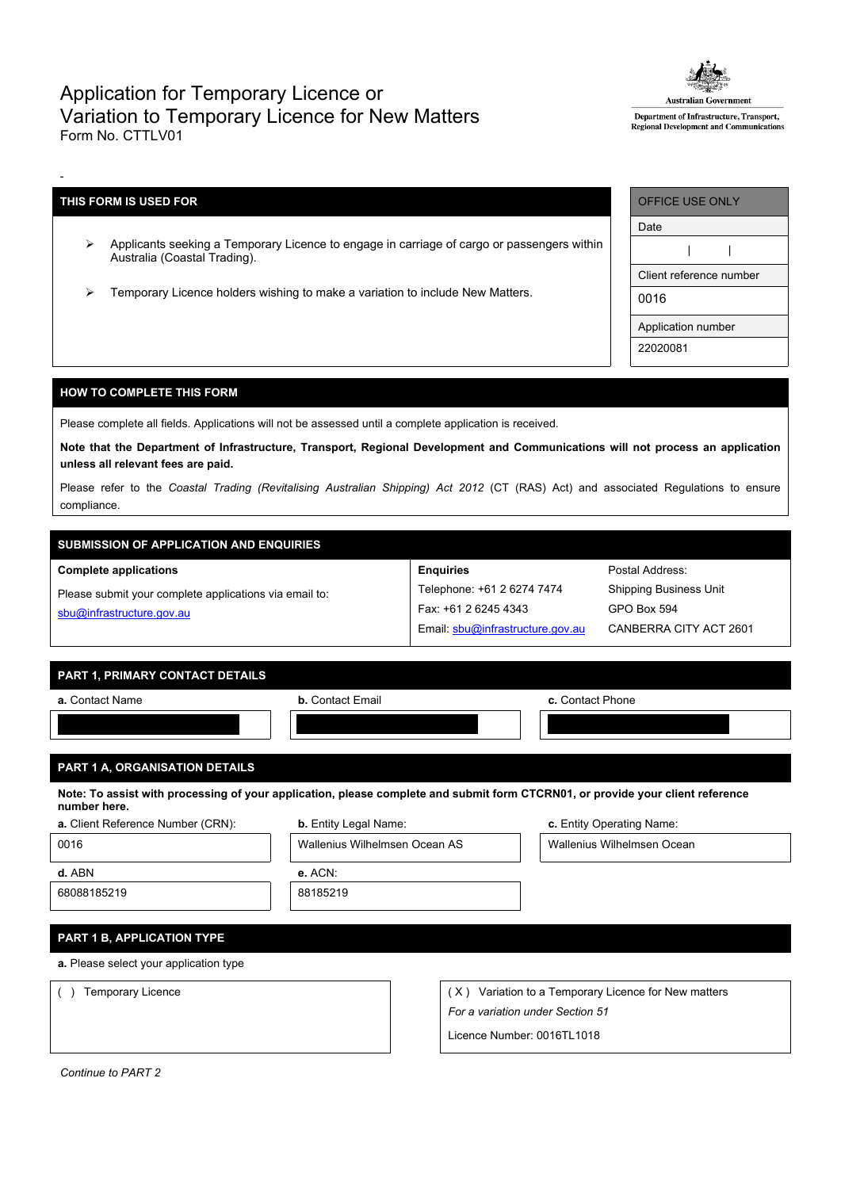# Application for Temporary Licence or Variation to Temporary Licence for New Matters

Form No. CTTLV01

Australian Government
Department of Infrastructure, Transport, Regional Development and Communications

-

| THIS FORM IS USED FOR |
| --- |
| ➢ Applicants seeking a Temporary Licence to engage in carriage of cargo or passengers within Australia (Coastal Trading). |
| ➢ Temporary Licence holders wishing to make a variation to include New Matters. |

| OFFICE USE ONLY |
| --- |
| Date |
| \| \| |
| Client reference number |
| 0016 |
| Application number |
| 22020081 |

## HOW TO COMPLETE THIS FORM

Please complete all fields. Applications will not be assessed until a complete application is received.

**Note that the Department of Infrastructure, Transport, Regional Development and Communications will not process an application unless all relevant fees are paid.**

Please refer to the *Coastal Trading (Revitalising Australian Shipping) Act 2012* (CT (RAS) Act) and associated Regulations to ensure compliance.

## SUBMISSION OF APPLICATION AND ENQUIRIES

| **Complete applications** | **Enquiries** | Postal Address: |
| --- | --- | --- |
| Please submit your complete applications via email to: sbu@infrastructure.gov.au | Telephone: +61 2 6274 7474 | Shipping Business Unit |
| | Fax: +61 2 6245 4343 | GPO Box 594 |
| | Email: sbu@infrastructure.gov.au | CANBERRA CITY ACT 2601 |

## PART 1, PRIMARY CONTACT DETAILS

| **a.** Contact Name | **b.** Contact Email | **c.** Contact Phone |
| --- | --- | --- |
| [redacted] | [redacted] | [redacted] |

## PART 1 A, ORGANISATION DETAILS

**Note: To assist with processing of your application, please complete and submit form CTCRN01, or provide your client reference number here.**

| **a.** Client Reference Number (CRN): | **b.** Entity Legal Name: | **c.** Entity Operating Name: |
| --- | --- | --- |
| 0016 | Wallenius Wilhelmsen Ocean AS | Wallenius Wilhelmsen Ocean |
| **d.** ABN | **e.** ACN: | |
| 68088185219 | 88185219 | |

## PART 1 B, APPLICATION TYPE

**a.** Please select your application type

| ( ) Temporary Licence | ( X ) Variation to a Temporary Licence for New matters |
| --- | --- |
| | *For a variation under Section 51* |
| | Licence Number: 0016TL1018 |

*Continue to PART 2*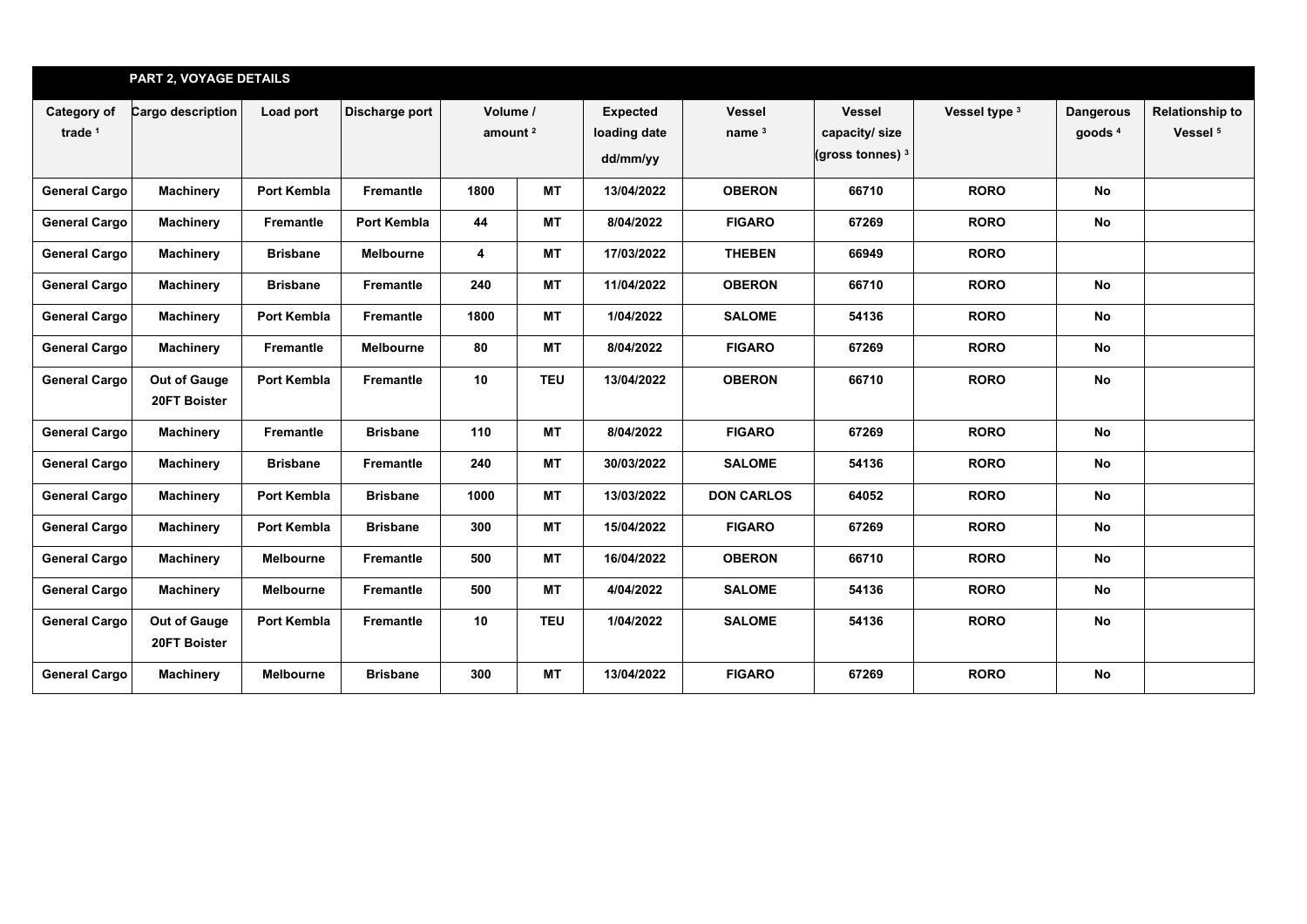## PART 2, VOYAGE DETAILS

| Category of trade [1] | Cargo description | Load port | Discharge port | Volume / amount [2] | | Expected loading date dd/mm/yy | Vessel name [3] | Vessel capacity/ size (gross tonnes) [3] | Vessel type [3] | Dangerous goods [4] | Relationship to Vessel [5] |
|---|---|---|---|---|---|---|---|---|---|---|---|
| General Cargo | Machinery | Port Kembla | Fremantle | 1800 | MT | 13/04/2022 | OBERON | 66710 | RORO | No | |
| General Cargo | Machinery | Fremantle | Port Kembla | 44 | MT | 8/04/2022 | FIGARO | 67269 | RORO | No | |
| General Cargo | Machinery | Brisbane | Melbourne | 4 | MT | 17/03/2022 | THEBEN | 66949 | RORO | | |
| General Cargo | Machinery | Brisbane | Fremantle | 240 | MT | 11/04/2022 | OBERON | 66710 | RORO | No | |
| General Cargo | Machinery | Port Kembla | Fremantle | 1800 | MT | 1/04/2022 | SALOME | 54136 | RORO | No | |
| General Cargo | Machinery | Fremantle | Melbourne | 80 | MT | 8/04/2022 | FIGARO | 67269 | RORO | No | |
| General Cargo | Out of Gauge 20FT Boister | Port Kembla | Fremantle | 10 | TEU | 13/04/2022 | OBERON | 66710 | RORO | No | |
| General Cargo | Machinery | Fremantle | Brisbane | 110 | MT | 8/04/2022 | FIGARO | 67269 | RORO | No | |
| General Cargo | Machinery | Brisbane | Fremantle | 240 | MT | 30/03/2022 | SALOME | 54136 | RORO | No | |
| General Cargo | Machinery | Port Kembla | Brisbane | 1000 | MT | 13/03/2022 | DON CARLOS | 64052 | RORO | No | |
| General Cargo | Machinery | Port Kembla | Brisbane | 300 | MT | 15/04/2022 | FIGARO | 67269 | RORO | No | |
| General Cargo | Machinery | Melbourne | Fremantle | 500 | MT | 16/04/2022 | OBERON | 66710 | RORO | No | |
| General Cargo | Machinery | Melbourne | Fremantle | 500 | MT | 4/04/2022 | SALOME | 54136 | RORO | No | |
| General Cargo | Out of Gauge 20FT Boister | Port Kembla | Fremantle | 10 | TEU | 1/04/2022 | SALOME | 54136 | RORO | No | |
| General Cargo | Machinery | Melbourne | Brisbane | 300 | MT | 13/04/2022 | FIGARO | 67269 | RORO | No | |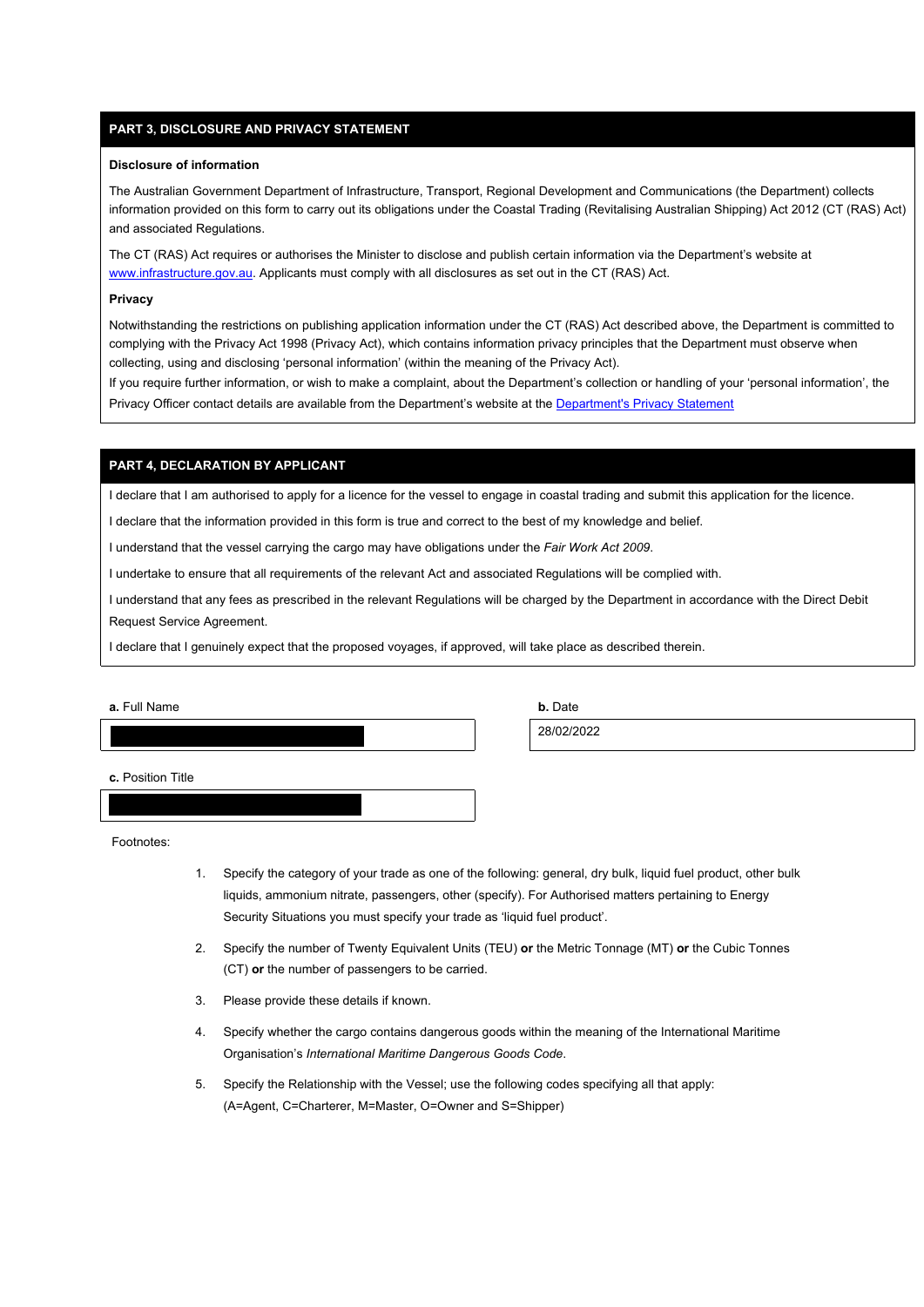## PART 3, DISCLOSURE AND PRIVACY STATEMENT

**Disclosure of information**

The Australian Government Department of Infrastructure, Transport, Regional Development and Communications (the Department) collects information provided on this form to carry out its obligations under the Coastal Trading (Revitalising Australian Shipping) Act 2012 (CT (RAS) Act) and associated Regulations.

The CT (RAS) Act requires or authorises the Minister to disclose and publish certain information via the Department's website at www.infrastructure.gov.au. Applicants must comply with all disclosures as set out in the CT (RAS) Act.

**Privacy**

Notwithstanding the restrictions on publishing application information under the CT (RAS) Act described above, the Department is committed to complying with the Privacy Act 1998 (Privacy Act), which contains information privacy principles that the Department must observe when collecting, using and disclosing 'personal information' (within the meaning of the Privacy Act).

If you require further information, or wish to make a complaint, about the Department's collection or handling of your 'personal information', the Privacy Officer contact details are available from the Department's website at the Department's Privacy Statement

## PART 4, DECLARATION BY APPLICANT

I declare that I am authorised to apply for a licence for the vessel to engage in coastal trading and submit this application for the licence.

I declare that the information provided in this form is true and correct to the best of my knowledge and belief.

I understand that the vessel carrying the cargo may have obligations under the *Fair Work Act 2009*.

I undertake to ensure that all requirements of the relevant Act and associated Regulations will be complied with.

I understand that any fees as prescribed in the relevant Regulations will be charged by the Department in accordance with the Direct Debit Request Service Agreement.

I declare that I genuinely expect that the proposed voyages, if approved, will take place as described therein.

**a.** Full Name

[REDACTED]

**b.** Date

28/02/2022

**c.** Position Title

[REDACTED]

Footnotes:

1. Specify the category of your trade as one of the following: general, dry bulk, liquid fuel product, other bulk liquids, ammonium nitrate, passengers, other (specify). For Authorised matters pertaining to Energy Security Situations you must specify your trade as 'liquid fuel product'.
2. Specify the number of Twenty Equivalent Units (TEU) **or** the Metric Tonnage (MT) **or** the Cubic Tonnes (CT) **or** the number of passengers to be carried.
3. Please provide these details if known.
4. Specify whether the cargo contains dangerous goods within the meaning of the International Maritime Organisation's *International Maritime Dangerous Goods Code*.
5. Specify the Relationship with the Vessel; use the following codes specifying all that apply: (A=Agent, C=Charterer, M=Master, O=Owner and S=Shipper)